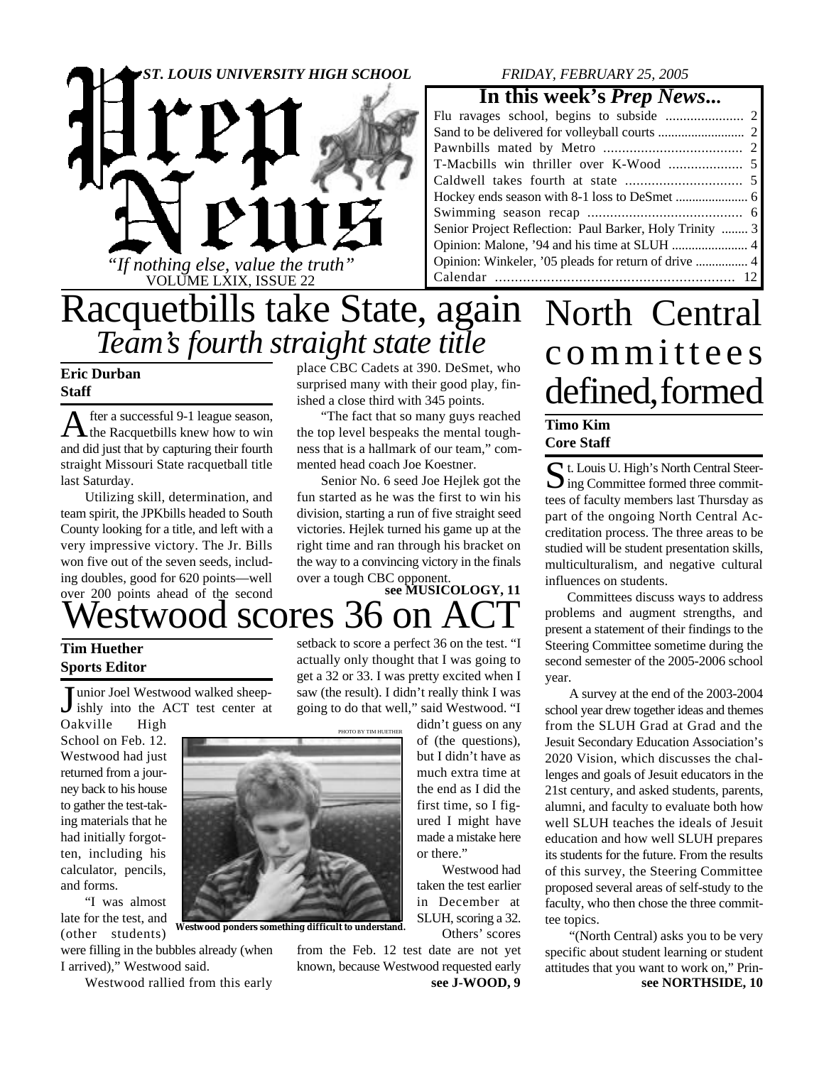# Prep News

*ST. LOUIS UNIVERSITY HIGH SCHOOL* — *FRIDAY, FEBRUARY 25, 2005*

*"If nothing else, value the truth"*
VOLUME LXIX, ISSUE 22

**In this week's *Prep News*...**

| | |
|---|---|
| Flu ravages school, begins to subside | 2 |
| Sand to be delivered for volleyball courts | 2 |
| Pawnbills mated by Metro | 2 |
| T-Macbills win thriller over K-Wood | 5 |
| Caldwell takes fourth at state | 5 |
| Hockey ends season with 8-1 loss to DeSmet | 6 |
| Swimming season recap | 6 |
| Senior Project Reflection: Paul Barker, Holy Trinity | 3 |
| Opinion: Malone, '94 and his time at SLUH | 4 |
| Opinion: Winkeler, '05 pleads for return of drive | 4 |
| Calendar | 12 |

# Racquetbills take State, again
## *Team's fourth straight state title*

**Eric Durban**
**Staff**

After a successful 9-1 league season, the Racquetbills knew how to win and did just that by capturing their fourth straight Missouri State racquetball title last Saturday.

Utilizing skill, determination, and team spirit, the JPKbills headed to South County looking for a title, and left with a very impressive victory. The Jr. Bills won five out of the seven seeds, including doubles, good for 620 points—well over 200 points ahead of the second place CBC Cadets at 390. DeSmet, who surprised many with their good play, finished a close third with 345 points.

"The fact that so many guys reached the top level bespeaks the mental toughness that is a hallmark of our team," commented head coach Joe Koestner.

Senior No. 6 seed Joe Hejlek got the fun started as he was the first to win his division, starting a run of five straight seed victories. Hejlek turned his game up at the right time and ran through his bracket on the way to a convincing victory in the finals over a tough CBC opponent.

**see MUSICOLOGY, 11**

# Westwood scores 36 on ACT

**Tim Huether**
**Sports Editor**

Junior Joel Westwood walked sheepishly into the ACT test center at Oakville High School on Feb. 12. Westwood had just returned from a journey back to his house to gather the test-taking materials that he had initially forgotten, including his calculator, pencils, and forms.

"I was almost late for the test, and (other students) were filling in the bubbles already (when I arrived)," Westwood said.

Westwood rallied from this early setback to score a perfect 36 on the test. "I actually only thought that I was going to get a 32 or 33. I was pretty excited when I saw (the result). I didn't really think I was going to do that well," said Westwood. "I didn't guess on any of (the questions), but I didn't have as much extra time at the end as I did the first time, so I figured I might have made a mistake here or there."

PHOTO BY TIM HUETHER

**Westwood ponders something difficult to understand.**

Westwood had taken the test earlier in December at SLUH, scoring a 32.

Others' scores from the Feb. 12 test date are not yet known, because Westwood requested early

**see J-WOOD, 9**

# North Central committees defined, formed

**Timo Kim**
**Core Staff**

St. Louis U. High's North Central Steering Committee formed three committees of faculty members last Thursday as part of the ongoing North Central Accreditation process. The three areas to be studied will be student presentation skills, multiculturalism, and negative cultural influences on students.

Committees discuss ways to address problems and augment strengths, and present a statement of their findings to the Steering Committee sometime during the second semester of the 2005-2006 school year.

A survey at the end of the 2003-2004 school year drew together ideas and themes from the SLUH Grad at Grad and the Jesuit Secondary Education Association's 2020 Vision, which discusses the challenges and goals of Jesuit educators in the 21st century, and asked students, parents, alumni, and faculty to evaluate both how well SLUH teaches the ideals of Jesuit education and how well SLUH prepares its students for the future. From the results of this survey, the Steering Committee proposed several areas of self-study to the faculty, who then chose the three committee topics.

"(North Central) asks you to be very specific about student learning or student attitudes that you want to work on," Prin-

**see NORTHSIDE, 10**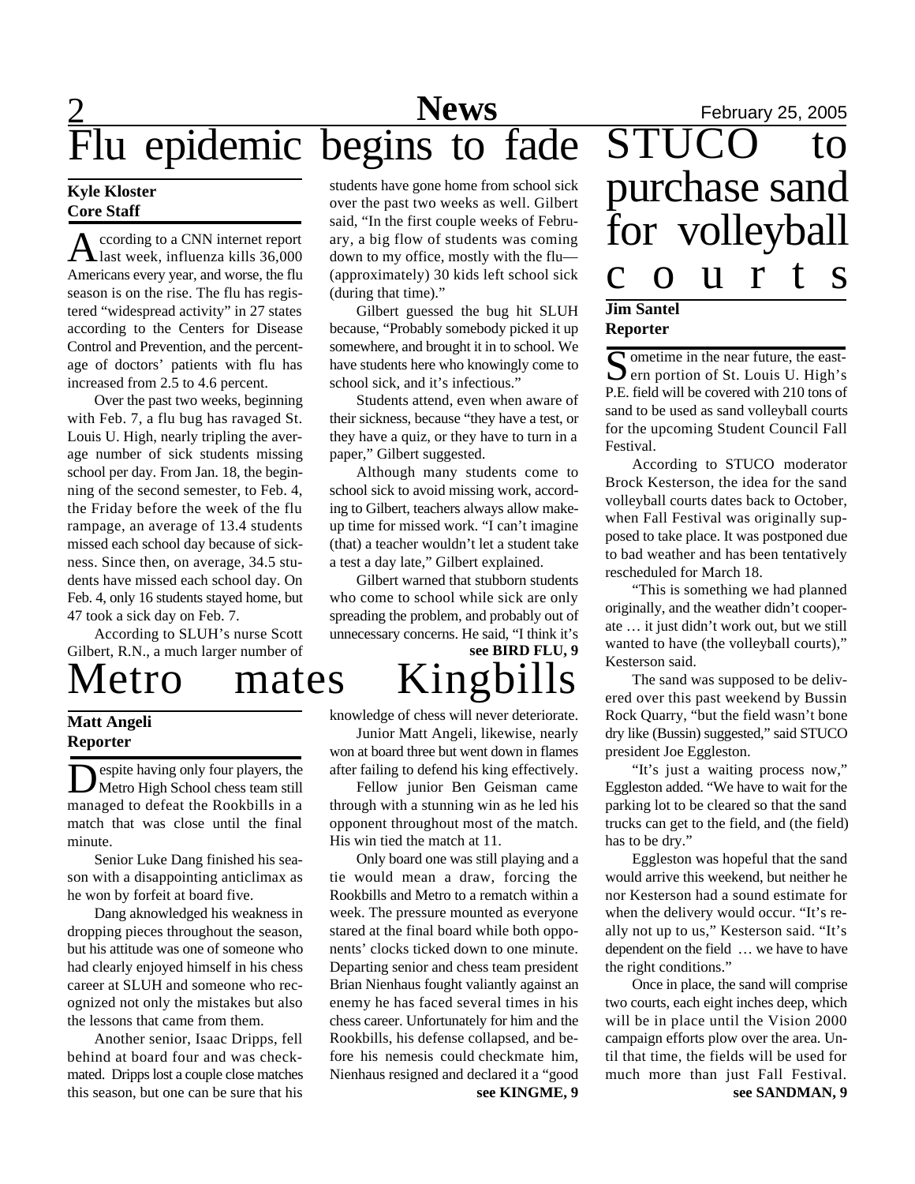# Flu epidemic begins to fade

**Kyle Kloster**
**Core Staff**

According to a CNN internet report last week, influenza kills 36,000 Americans every year, and worse, the flu season is on the rise. The flu has registered "widespread activity" in 27 states according to the Centers for Disease Control and Prevention, and the percentage of doctors' patients with flu has increased from 2.5 to 4.6 percent.

Over the past two weeks, beginning with Feb. 7, a flu bug has ravaged St. Louis U. High, nearly tripling the average number of sick students missing school per day. From Jan. 18, the beginning of the second semester, to Feb. 4, the Friday before the week of the flu rampage, an average of 13.4 students missed each school day because of sickness. Since then, on average, 34.5 students have missed each school day. On Feb. 4, only 16 students stayed home, but 47 took a sick day on Feb. 7.

According to SLUH's nurse Scott Gilbert, R.N., a much larger number of students have gone home from school sick over the past two weeks as well. Gilbert said, "In the first couple weeks of February, a big flow of students was coming down to my office, mostly with the flu—(approximately) 30 kids left school sick (during that time)."

Gilbert guessed the bug hit SLUH because, "Probably somebody picked it up somewhere, and brought it in to school. We have students here who knowingly come to school sick, and it's infectious."

Students attend, even when aware of their sickness, because "they have a test, or they have a quiz, or they have to turn in a paper," Gilbert suggested.

Although many students come to school sick to avoid missing work, according to Gilbert, teachers always allow makeup time for missed work. "I can't imagine (that) a teacher wouldn't let a student take a test a day late," Gilbert explained.

Gilbert warned that stubborn students who come to school while sick are only spreading the problem, and probably out of unnecessary concerns. He said, "I think it's

**see BIRD FLU, 9**

# Metro mates Kingbills

**Matt Angeli**
**Reporter**

Despite having only four players, the Metro High School chess team still managed to defeat the Rookbills in a match that was close until the final minute.

Senior Luke Dang finished his season with a disappointing anticlimax as he won by forfeit at board five.

Dang acknowledged his weakness in dropping pieces throughout the season, but his attitude was one of someone who had clearly enjoyed himself in his chess career at SLUH and someone who recognized not only the mistakes but also the lessons that came from them.

Another senior, Isaac Dripps, fell behind at board four and was checkmated. Dripps lost a couple close matches this season, but one can be sure that his knowledge of chess will never deteriorate.

Junior Matt Angeli, likewise, nearly won at board three but went down in flames after failing to defend his king effectively.

Fellow junior Ben Geisman came through with a stunning win as he led his opponent throughout most of the match. His win tied the match at 11.

Only board one was still playing and a tie would mean a draw, forcing the Rookbills and Metro to a rematch within a week. The pressure mounted as everyone stared at the final board while both opponents' clocks ticked down to one minute. Departing senior and chess team president Brian Nienhaus fought valiantly against an enemy he has faced several times in his chess career. Unfortunately for him and the Rookbills, his defense collapsed, and before his nemesis could checkmate him, Nienhaus resigned and declared it a "good

**see KINGME, 9**

# STUCO to purchase sand for volleyball courts

**Jim Santel**
**Reporter**

Sometime in the near future, the eastern portion of St. Louis U. High's P.E. field will be covered with 210 tons of sand to be used as sand volleyball courts for the upcoming Student Council Fall Festival.

According to STUCO moderator Brock Kesterson, the idea for the sand volleyball courts dates back to October, when Fall Festival was originally supposed to take place. It was postponed due to bad weather and has been tentatively rescheduled for March 18.

"This is something we had planned originally, and the weather didn't cooperate … it just didn't work out, but we still wanted to have (the volleyball courts)," Kesterson said.

The sand was supposed to be delivered over this past weekend by Bussin Rock Quarry, "but the field wasn't bone dry like (Bussin) suggested," said STUCO president Joe Eggleston.

"It's just a waiting process now," Eggleston added. "We have to wait for the parking lot to be cleared so that the sand trucks can get to the field, and (the field) has to be dry."

Eggleston was hopeful that the sand would arrive this weekend, but neither he nor Kesterson had a sound estimate for when the delivery would occur. "It's really not up to us," Kesterson said. "It's dependent on the field … we have to have the right conditions."

Once in place, the sand will comprise two courts, each eight inches deep, which will be in place until the Vision 2000 campaign efforts plow over the area. Until that time, the fields will be used for much more than just Fall Festival.

**see SANDMAN, 9**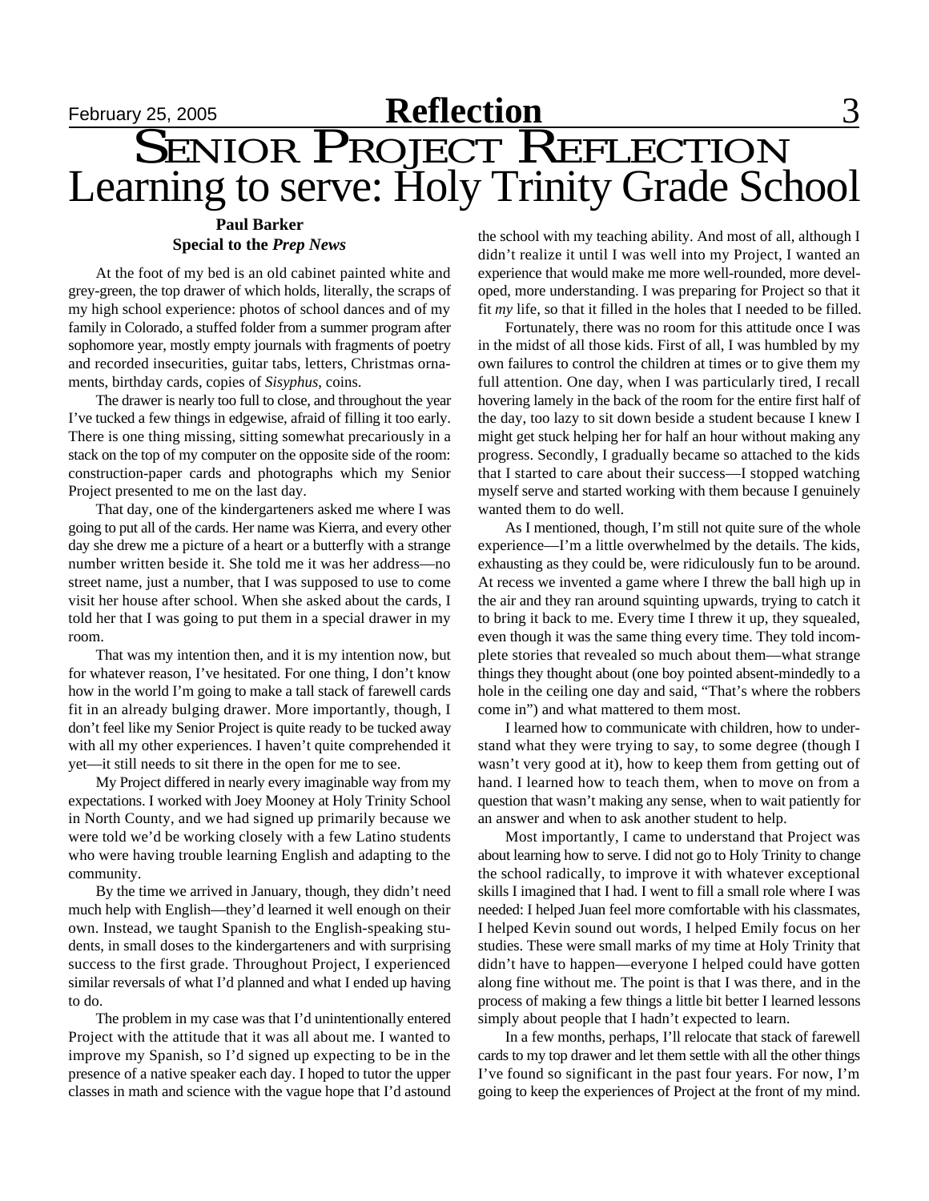# Senior Project Reflection

## Learning to serve: Holy Trinity Grade School

**Paul Barker**
**Special to the *Prep News***

At the foot of my bed is an old cabinet painted white and grey-green, the top drawer of which holds, literally, the scraps of my high school experience: photos of school dances and of my family in Colorado, a stuffed folder from a summer program after sophomore year, mostly empty journals with fragments of poetry and recorded insecurities, guitar tabs, letters, Christmas ornaments, birthday cards, copies of *Sisyphus*, coins.

The drawer is nearly too full to close, and throughout the year I've tucked a few things in edgewise, afraid of filling it too early. There is one thing missing, sitting somewhat precariously in a stack on the top of my computer on the opposite side of the room: construction-paper cards and photographs which my Senior Project presented to me on the last day.

That day, one of the kindergarteners asked me where I was going to put all of the cards. Her name was Kierra, and every other day she drew me a picture of a heart or a butterfly with a strange number written beside it. She told me it was her address—no street name, just a number, that I was supposed to use to come visit her house after school. When she asked about the cards, I told her that I was going to put them in a special drawer in my room.

That was my intention then, and it is my intention now, but for whatever reason, I've hesitated. For one thing, I don't know how in the world I'm going to make a tall stack of farewell cards fit in an already bulging drawer. More importantly, though, I don't feel like my Senior Project is quite ready to be tucked away with all my other experiences. I haven't quite comprehended it yet—it still needs to sit there in the open for me to see.

My Project differed in nearly every imaginable way from my expectations. I worked with Joey Mooney at Holy Trinity School in North County, and we had signed up primarily because we were told we'd be working closely with a few Latino students who were having trouble learning English and adapting to the community.

By the time we arrived in January, though, they didn't need much help with English—they'd learned it well enough on their own. Instead, we taught Spanish to the English-speaking students, in small doses to the kindergarteners and with surprising success to the first grade. Throughout Project, I experienced similar reversals of what I'd planned and what I ended up having to do.

The problem in my case was that I'd unintentionally entered Project with the attitude that it was all about me. I wanted to improve my Spanish, so I'd signed up expecting to be in the presence of a native speaker each day. I hoped to tutor the upper classes in math and science with the vague hope that I'd astound the school with my teaching ability. And most of all, although I didn't realize it until I was well into my Project, I wanted an experience that would make me more well-rounded, more developed, more understanding. I was preparing for Project so that it fit *my* life, so that it filled in the holes that I needed to be filled.

Fortunately, there was no room for this attitude once I was in the midst of all those kids. First of all, I was humbled by my own failures to control the children at times or to give them my full attention. One day, when I was particularly tired, I recall hovering lamely in the back of the room for the entire first half of the day, too lazy to sit down beside a student because I knew I might get stuck helping her for half an hour without making any progress. Secondly, I gradually became so attached to the kids that I started to care about their success—I stopped watching myself serve and started working with them because I genuinely wanted them to do well.

As I mentioned, though, I'm still not quite sure of the whole experience—I'm a little overwhelmed by the details. The kids, exhausting as they could be, were ridiculously fun to be around. At recess we invented a game where I threw the ball high up in the air and they ran around squinting upwards, trying to catch it to bring it back to me. Every time I threw it up, they squealed, even though it was the same thing every time. They told incomplete stories that revealed so much about them—what strange things they thought about (one boy pointed absent-mindedly to a hole in the ceiling one day and said, "That's where the robbers come in") and what mattered to them most.

I learned how to communicate with children, how to understand what they were trying to say, to some degree (though I wasn't very good at it), how to keep them from getting out of hand. I learned how to teach them, when to move on from a question that wasn't making any sense, when to wait patiently for an answer and when to ask another student to help.

Most importantly, I came to understand that Project was about learning how to serve. I did not go to Holy Trinity to change the school radically, to improve it with whatever exceptional skills I imagined that I had. I went to fill a small role where I was needed: I helped Juan feel more comfortable with his classmates, I helped Kevin sound out words, I helped Emily focus on her studies. These were small marks of my time at Holy Trinity that didn't have to happen—everyone I helped could have gotten along fine without me. The point is that I was there, and in the process of making a few things a little bit better I learned lessons simply about people that I hadn't expected to learn.

In a few months, perhaps, I'll relocate that stack of farewell cards to my top drawer and let them settle with all the other things I've found so significant in the past four years. For now, I'm going to keep the experiences of Project at the front of my mind.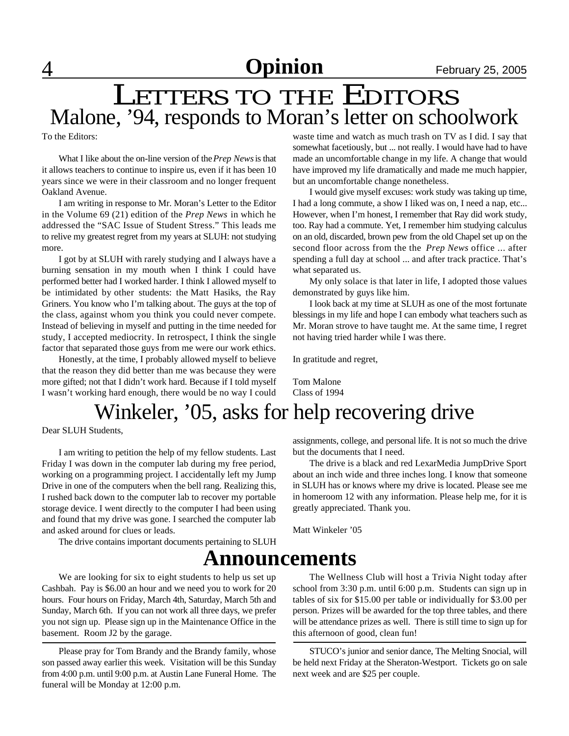# Opinion

# LETTERS TO THE EDITORS

## Malone, '94, responds to Moran's letter on schoolwork

To the Editors:

What I like about the on-line version of the *Prep News* is that it allows teachers to continue to inspire us, even if it has been 10 years since we were in their classroom and no longer frequent Oakland Avenue.

I am writing in response to Mr. Moran's Letter to the Editor in the Volume 69 (21) edition of the *Prep News* in which he addressed the "SAC Issue of Student Stress." This leads me to relive my greatest regret from my years at SLUH: not studying more.

I got by at SLUH with rarely studying and I always have a burning sensation in my mouth when I think I could have performed better had I worked harder. I think I allowed myself to be intimidated by other students: the Matt Hasiks, the Ray Griners. You know who I'm talking about. The guys at the top of the class, against whom you think you could never compete. Instead of believing in myself and putting in the time needed for study, I accepted mediocrity. In retrospect, I think the single factor that separated those guys from me were our work ethics.

Honestly, at the time, I probably allowed myself to believe that the reason they did better than me was because they were more gifted; not that I didn't work hard. Because if I told myself I wasn't working hard enough, there would be no way I could waste time and watch as much trash on TV as I did. I say that somewhat facetiously, but ... not really. I would have had to have made an uncomfortable change in my life. A change that would have improved my life dramatically and made me much happier, but an uncomfortable change nonetheless.

I would give myself excuses: work study was taking up time, I had a long commute, a show I liked was on, I need a nap, etc... However, when I'm honest, I remember that Ray did work study, too. Ray had a commute. Yet, I remember him studying calculus on an old, discarded, brown pew from the old Chapel set up on the second floor across from the the *Prep News* office ... after spending a full day at school ... and after track practice. That's what separated us.

My only solace is that later in life, I adopted those values demonstrated by guys like him.

I look back at my time at SLUH as one of the most fortunate blessings in my life and hope I can embody what teachers such as Mr. Moran strove to have taught me. At the same time, I regret not having tried harder while I was there.

In gratitude and regret,

Tom Malone
Class of 1994

## Winkeler, '05, asks for help recovering drive

Dear SLUH Students,

I am writing to petition the help of my fellow students. Last Friday I was down in the computer lab during my free period, working on a programming project. I accidentally left my Jump Drive in one of the computers when the bell rang. Realizing this, I rushed back down to the computer lab to recover my portable storage device. I went directly to the computer I had been using and found that my drive was gone. I searched the computer lab and asked around for clues or leads.

The drive contains important documents pertaining to SLUH assignments, college, and personal life. It is not so much the drive but the documents that I need.

The drive is a black and red LexarMedia JumpDrive Sport about an inch wide and three inches long. I know that someone in SLUH has or knows where my drive is located. Please see me in homeroom 12 with any information. Please help me, for it is greatly appreciated. Thank you.

Matt Winkeler '05

# Announcements

We are looking for six to eight students to help us set up Cashbah. Pay is $6.00 an hour and we need you to work for 20 hours. Four hours on Friday, March 4th, Saturday, March 5th and Sunday, March 6th. If you can not work all three days, we prefer you not sign up. Please sign up in the Maintenance Office in the basement. Room J2 by the garage.

---

Please pray for Tom Brandy and the Brandy family, whose son passed away earlier this week. Visitation will be this Sunday from 4:00 p.m. until 9:00 p.m. at Austin Lane Funeral Home. The funeral will be Monday at 12:00 p.m.

---

The Wellness Club will host a Trivia Night today after school from 3:30 p.m. until 6:00 p.m. Students can sign up in tables of six for $15.00 per table or individually for $3.00 per person. Prizes will be awarded for the top three tables, and there will be attendance prizes as well. There is still time to sign up for this afternoon of good, clean fun!

---

STUCO's junior and senior dance, The Melting Snocial, will be held next Friday at the Sheraton-Westport. Tickets go on sale next week and are $25 per couple.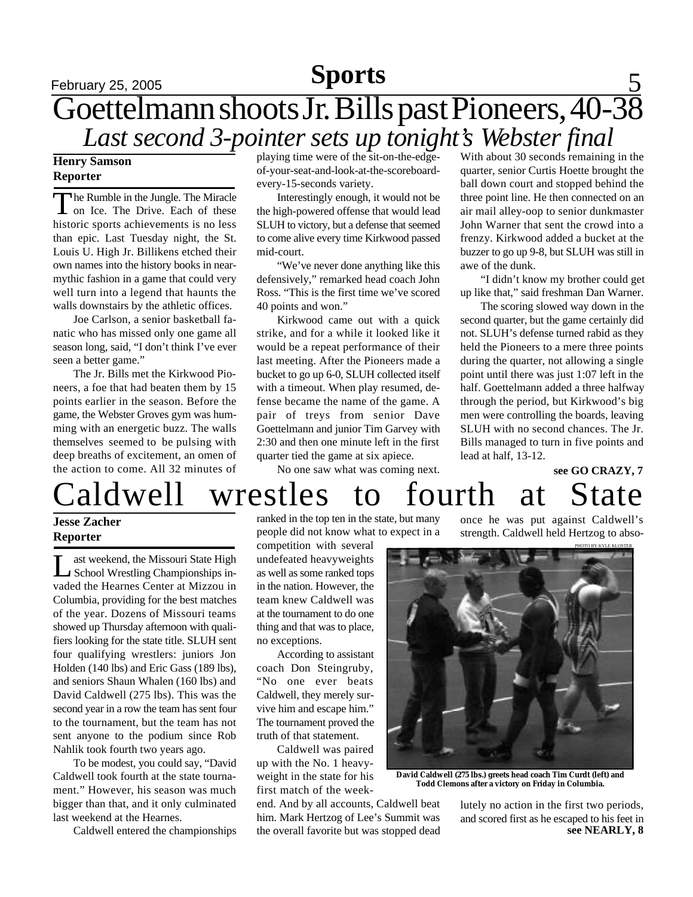# Goettelmann shoots Jr. Bills past Pioneers, 40-38

## *Last second 3-pointer sets up tonight's Webster final*

**Henry Samson**
**Reporter**

The Rumble in the Jungle. The Miracle on Ice. The Drive. Each of these historic sports achievements is no less than epic. Last Tuesday night, the St. Louis U. High Jr. Billikens etched their own names into the history books in near-mythic fashion in a game that could very well turn into a legend that haunts the walls downstairs by the athletic offices.

Joe Carlson, a senior basketball fanatic who has missed only one game all season long, said, "I don't think I've ever seen a better game."

The Jr. Bills met the Kirkwood Pioneers, a foe that had beaten them by 15 points earlier in the season. Before the game, the Webster Groves gym was humming with an energetic buzz. The walls themselves seemed to be pulsing with deep breaths of excitement, an omen of the action to come. All 32 minutes of playing time were of the sit-on-the-edge-of-your-seat-and-look-at-the-scoreboard-every-15-seconds variety.

Interestingly enough, it would not be the high-powered offense that would lead SLUH to victory, but a defense that seemed to come alive every time Kirkwood passed mid-court.

"We've never done anything like this defensively," remarked head coach John Ross. "This is the first time we've scored 40 points and won."

Kirkwood came out with a quick strike, and for a while it looked like it would be a repeat performance of their last meeting. After the Pioneers made a bucket to go up 6-0, SLUH collected itself with a timeout. When play resumed, defense became the name of the game. A pair of treys from senior Dave Goettelmann and junior Tim Garvey with 2:30 and then one minute left in the first quarter tied the game at six apiece.

No one saw what was coming next.

With about 30 seconds remaining in the quarter, senior Curtis Hoette brought the ball down court and stopped behind the three point line. He then connected on an air mail alley-oop to senior dunkmaster John Warner that sent the crowd into a frenzy. Kirkwood added a bucket at the buzzer to go up 9-8, but SLUH was still in awe of the dunk.

"I didn't know my brother could get up like that," said freshman Dan Warner.

The scoring slowed way down in the second quarter, but the game certainly did not. SLUH's defense turned rabid as they held the Pioneers to a mere three points during the quarter, not allowing a single point until there was just 1:07 left in the half. Goettelmann added a three halfway through the period, but Kirkwood's big men were controlling the boards, leaving SLUH with no second chances. The Jr. Bills managed to turn in five points and lead at half, 13-12.

**see GO CRAZY, 7**

# Caldwell wrestles to fourth at State

**Jesse Zacher**
**Reporter**

Last weekend, the Missouri State High School Wrestling Championships invaded the Hearnes Center at Mizzou in Columbia, providing for the best matches of the year. Dozens of Missouri teams showed up Thursday afternoon with qualifiers looking for the state title. SLUH sent four qualifying wrestlers: juniors Jon Holden (140 lbs) and Eric Gass (189 lbs), and seniors Shaun Whalen (160 lbs) and David Caldwell (275 lbs). This was the second year in a row the team has sent four to the tournament, but the team has not sent anyone to the podium since Rob Nahlik took fourth two years ago.

To be modest, you could say, "David Caldwell took fourth at the state tournament." However, his season was much bigger than that, and it only culminated last weekend at the Hearnes.

Caldwell entered the championships ranked in the top ten in the state, but many people did not know what to expect in a competition with several undefeated heavyweights as well as some ranked tops in the nation. However, the team knew Caldwell was at the tournament to do one thing and that was to place, no exceptions.

According to assistant coach Don Steingruby, "No one ever beats Caldwell, they merely survive him and escape him." The tournament proved the truth of that statement.

Caldwell was paired up with the No. 1 heavyweight in the state for his first match of the weekend. And by all accounts, Caldwell beat him. Mark Hertzog of Lee's Summit was the overall favorite but was stopped dead once he was put against Caldwell's strength. Caldwell held Hertzog to absolutely no action in the first two periods, and scored first as he escaped to his feet in

**see NEARLY, 8**

PHOTO BY KYLE KLOSTER

**David Caldwell (275 lbs.) greets head coach Tim Curdt (left) and Todd Clemons after a victory on Friday in Columbia.**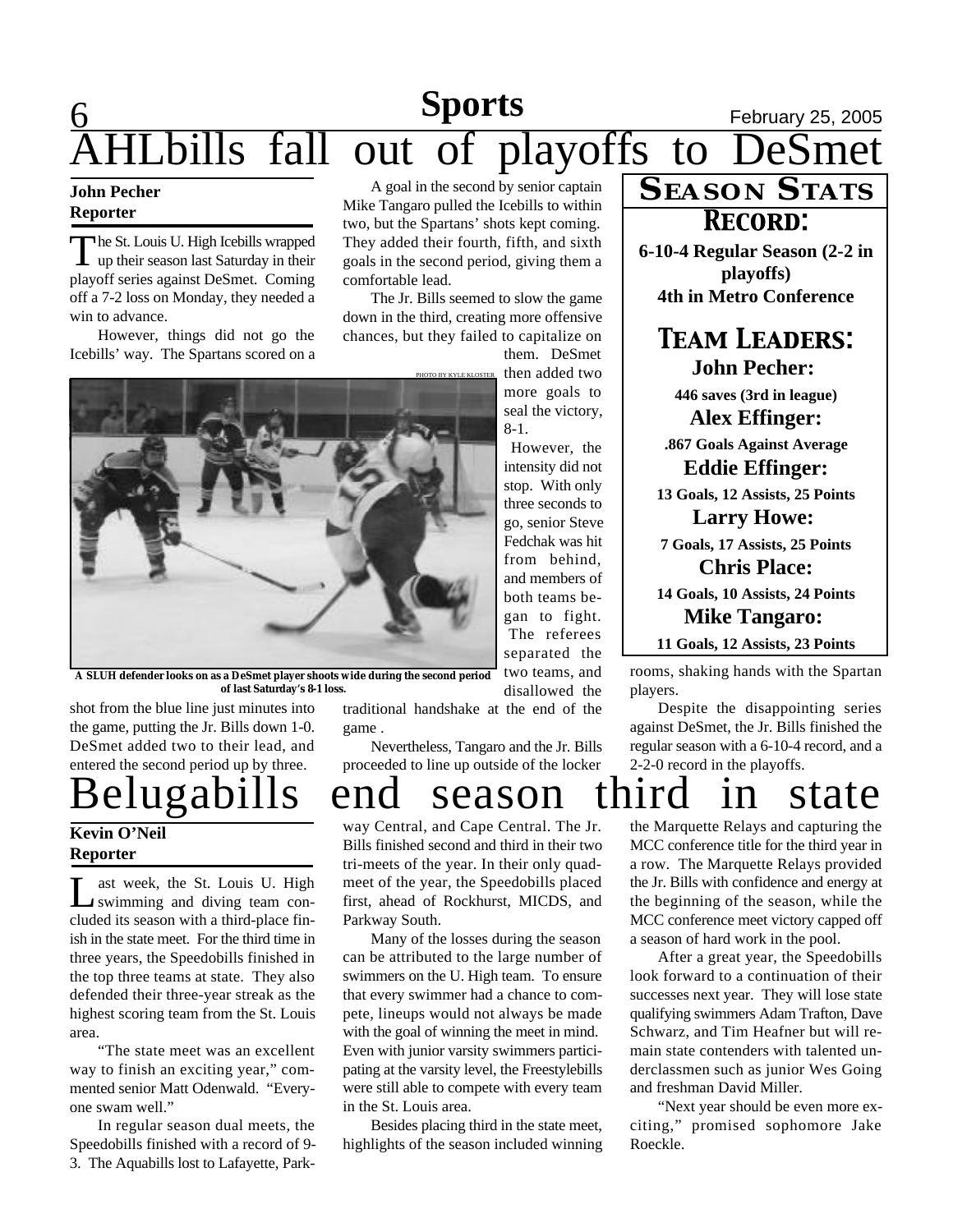# AHLbills fall out of playoffs to DeSmet

**John Pecher**
**Reporter**

The St. Louis U. High Icebills wrapped up their season last Saturday in their playoff series against DeSmet. Coming off a 7-2 loss on Monday, they needed a win to advance.

However, things did not go the Icebills' way. The Spartans scored on a shot from the blue line just minutes into the game, putting the Jr. Bills down 1-0. DeSmet added two to their lead, and entered the second period up by three.

A goal in the second by senior captain Mike Tangaro pulled the Icebills to within two, but the Spartans' shots kept coming. They added their fourth, fifth, and sixth goals in the second period, giving them a comfortable lead.

The Jr. Bills seemed to slow the game down in the third, creating more offensive chances, but they failed to capitalize on them. DeSmet then added two more goals to seal the victory, 8-1.

However, the intensity did not stop. With only three seconds to go, senior Steve Fedchak was hit from behind, and members of both teams began to fight. The referees separated the two teams, and disallowed the traditional handshake at the end of the game .

Nevertheless, Tangaro and the Jr. Bills proceeded to line up outside of the locker rooms, shaking hands with the Spartan players.

Despite the disappointing series against DeSmet, the Jr. Bills finished the regular season with a 6-10-4 record, and a 2-2-0 record in the playoffs.

PHOTO BY KYLE KLOSTER

**A SLUH defender looks on as a DeSmet player shoots wide during the second period of last Saturday's 8-1 loss.**

## Season Stats

### Record:

**6-10-4 Regular Season (2-2 in playoffs)**
**4th in Metro Conference**

### Team Leaders:

**John Pecher:**
**446 saves (3rd in league)**

**Alex Effinger:**
**.867 Goals Against Average**

**Eddie Effinger:**
**13 Goals, 12 Assists, 25 Points**

**Larry Howe:**
**7 Goals, 17 Assists, 25 Points**

**Chris Place:**
**14 Goals, 10 Assists, 24 Points**

**Mike Tangaro:**
**11 Goals, 12 Assists, 23 Points**

# Belugabills end season third in state

**Kevin O'Neil**
**Reporter**

Last week, the St. Louis U. High swimming and diving team concluded its season with a third-place finish in the state meet. For the third time in three years, the Speedobills finished in the top three teams at state. They also defended their three-year streak as the highest scoring team from the St. Louis area.

"The state meet was an excellent way to finish an exciting year," commented senior Matt Odenwald. "Everyone swam well."

In regular season dual meets, the Speedobills finished with a record of 9-3. The Aquabills lost to Lafayette, Parkway Central, and Cape Central. The Jr. Bills finished second and third in their two tri-meets of the year. In their only quad-meet of the year, the Speedobills placed first, ahead of Rockhurst, MICDS, and Parkway South.

Many of the losses during the season can be attributed to the large number of swimmers on the U. High team. To ensure that every swimmer had a chance to compete, lineups would not always be made with the goal of winning the meet in mind. Even with junior varsity swimmers participating at the varsity level, the Freestylebills were still able to compete with every team in the St. Louis area.

Besides placing third in the state meet, highlights of the season included winning the Marquette Relays and capturing the MCC conference title for the third year in a row. The Marquette Relays provided the Jr. Bills with confidence and energy at the beginning of the season, while the MCC conference meet victory capped off a season of hard work in the pool.

After a great year, the Speedobills look forward to a continuation of their successes next year. They will lose state qualifying swimmers Adam Trafton, Dave Schwarz, and Tim Heafner but will remain state contenders with talented underclassmen such as junior Wes Going and freshman David Miller.

"Next year should be even more exciting," promised sophomore Jake Roeckle.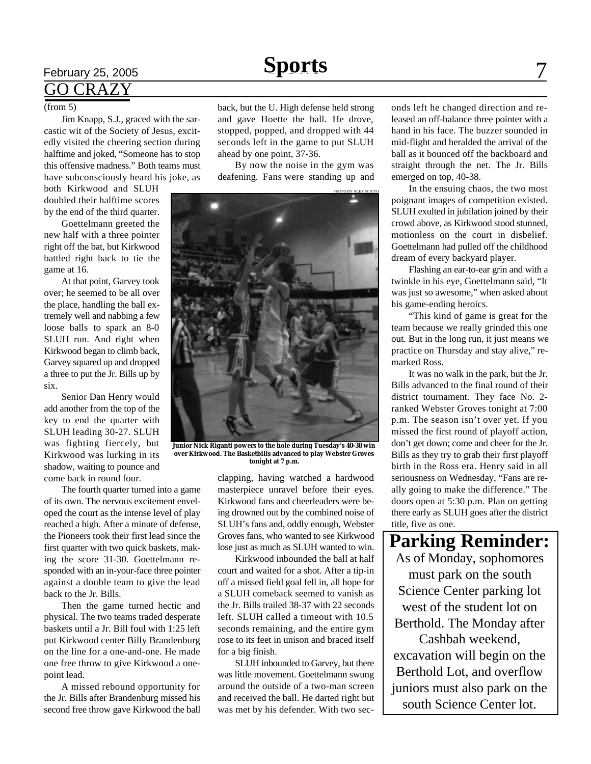## GO CRAZY

(from 5)

Jim Knapp, S.J., graced with the sarcastic wit of the Society of Jesus, excitedly visited the cheering section during halftime and joked, "Someone has to stop this offensive madness." Both teams must have subconsciously heard his joke, as both Kirkwood and SLUH doubled their halftime scores by the end of the third quarter.

Goettelmann greeted the new half with a three pointer right off the bat, but Kirkwood battled right back to tie the game at 16.

At that point, Garvey took over; he seemed to be all over the place, handling the ball extremely well and nabbing a few loose balls to spark an 8-0 SLUH run. And right when Kirkwood began to climb back, Garvey squared up and dropped a three to put the Jr. Bills up by six.

Senior Dan Henry would add another from the top of the key to end the quarter with SLUH leading 30-27. SLUH was fighting fiercely, but Kirkwood was lurking in its shadow, waiting to pounce and come back in round four.

The fourth quarter turned into a game of its own. The nervous excitement enveloped the court as the intense level of play reached a high. After a minute of defense, the Pioneers took their first lead since the first quarter with two quick baskets, making the score 31-30. Goettelmann responded with an in-your-face three pointer against a double team to give the lead back to the Jr. Bills.

Then the game turned hectic and physical. The two teams traded desperate baskets until a Jr. Bill foul with 1:25 left put Kirkwood center Billy Brandenburg on the line for a one-and-one. He made one free throw to give Kirkwood a one-point lead.

A missed rebound opportunity for the Jr. Bills after Brandenburg missed his second free throw gave Kirkwood the ball back, but the U. High defense held strong and gave Hoette the ball. He drove, stopped, popped, and dropped with 44 seconds left in the game to put SLUH ahead by one point, 37-36.

By now the noise in the gym was deafening. Fans were standing up and clapping, having watched a hardwood masterpiece unravel before their eyes. Kirkwood fans and cheerleaders were being drowned out by the combined noise of SLUH's fans and, oddly enough, Webster Groves fans, who wanted to see Kirkwood lose just as much as SLUH wanted to win.

PHOTO BY ALEX SCIUTO

**Junior Nick Riganti powers to the hole during Tuesday's 40-38 win over Kirkwood. The Basketbills advanced to play Webster Groves tonight at 7 p.m.**

Kirkwood inbounded the ball at half court and waited for a shot. After a tip-in off a missed field goal fell in, all hope for a SLUH comeback seemed to vanish as the Jr. Bills trailed 38-37 with 22 seconds left. SLUH called a timeout with 10.5 seconds remaining, and the entire gym rose to its feet in unison and braced itself for a big finish.

SLUH inbounded to Garvey, but there was little movement. Goettelmann swung around the outside of a two-man screen and received the ball. He darted right but was met by his defender. With two seconds left he changed direction and released an off-balance three pointer with a hand in his face. The buzzer sounded in mid-flight and heralded the arrival of the ball as it bounced off the backboard and straight through the net. The Jr. Bills emerged on top, 40-38.

In the ensuing chaos, the two most poignant images of competition existed. SLUH exulted in jubilation joined by their crowd above, as Kirkwood stood stunned, motionless on the court in disbelief. Goettelmann had pulled off the childhood dream of every backyard player.

Flashing an ear-to-ear grin and with a twinkle in his eye, Goettelmann said, "It was just so awesome," when asked about his game-ending heroics.

"This kind of game is great for the team because we really grinded this one out. But in the long run, it just means we practice on Thursday and stay alive," remarked Ross.

It was no walk in the park, but the Jr. Bills advanced to the final round of their district tournament. They face No. 2-ranked Webster Groves tonight at 7:00 p.m. The season isn't over yet. If you missed the first round of playoff action, don't get down; come and cheer for the Jr. Bills as they try to grab their first playoff birth in the Ross era. Henry said in all seriousness on Wednesday, "Fans are really going to make the difference." The doors open at 5:30 p.m. Plan on getting there early as SLUH goes after the district title, five as one.

## Parking Reminder:

As of Monday, sophomores must park on the south Science Center parking lot west of the student lot on Berthold. The Monday after Cashbah weekend, excavation will begin on the Berthold Lot, and overflow juniors must also park on the south Science Center lot.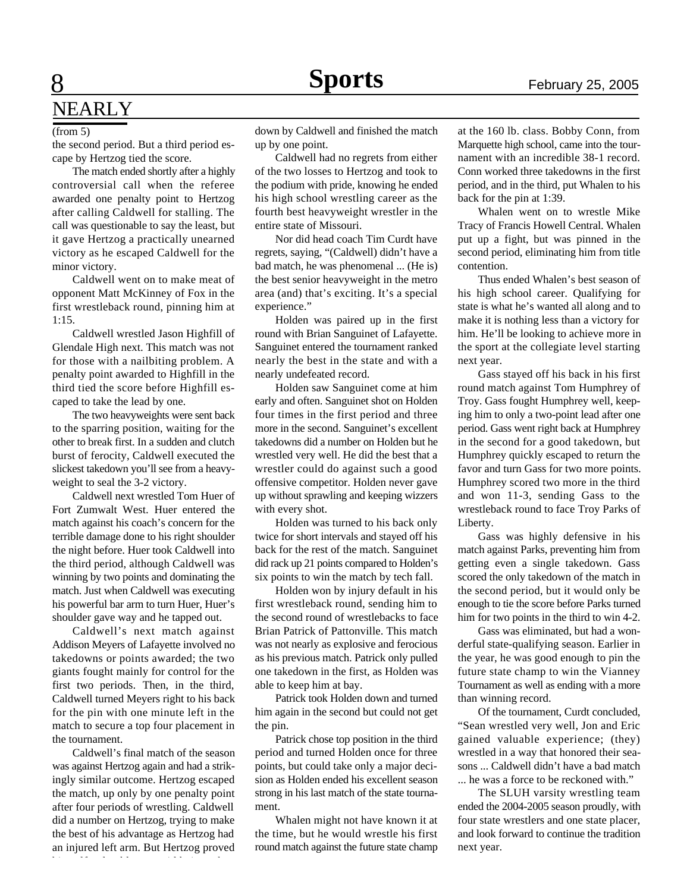# NEARLY

(from 5)

the second period. But a third period escape by Hertzog tied the score.

The match ended shortly after a highly controversial call when the referee awarded one penalty point to Hertzog after calling Caldwell for stalling. The call was questionable to say the least, but it gave Hertzog a practically unearned victory as he escaped Caldwell for the minor victory.

Caldwell went on to make meat of opponent Matt McKinney of Fox in the first wrestleback round, pinning him at 1:15.

Caldwell wrestled Jason Highfill of Glendale High next. This match was not for those with a nailbiting problem. A penalty point awarded to Highfill in the third tied the score before Highfill escaped to take the lead by one.

The two heavyweights were sent back to the sparring position, waiting for the other to break first. In a sudden and clutch burst of ferocity, Caldwell executed the slickest takedown you'll see from a heavyweight to seal the 3-2 victory.

Caldwell next wrestled Tom Huer of Fort Zumwalt West. Huer entered the match against his coach's concern for the terrible damage done to his right shoulder the night before. Huer took Caldwell into the third period, although Caldwell was winning by two points and dominating the match. Just when Caldwell was executing his powerful bar arm to turn Huer, Huer's shoulder gave way and he tapped out.

Caldwell's next match against Addison Meyers of Lafayette involved no takedowns or points awarded; the two giants fought mainly for the control for the first two periods. Then, in the third, Caldwell turned Meyers right to his back for the pin with one minute left in the match to secure a top four placement in the tournament.

Caldwell's final match of the season was against Hertzog again and had a strikingly similar outcome. Hertzog escaped the match, up only by one penalty point after four periods of wrestling. Caldwell did a number on Hertzog, trying to make the best of his advantage as Hertzog had an injured left arm. But Hertzog proved himself to be able to avoid being taken down by Caldwell and finished the match up by one point.

Caldwell had no regrets from either of the two losses to Hertzog and took to the podium with pride, knowing he ended his high school wrestling career as the fourth best heavyweight wrestler in the entire state of Missouri.

Nor did head coach Tim Curdt have regrets, saying, "(Caldwell) didn't have a bad match, he was phenomenal ... (He is) the best senior heavyweight in the metro area (and) that's exciting. It's a special experience."

Holden was paired up in the first round with Brian Sanguinet of Lafayette. Sanguinet entered the tournament ranked nearly the best in the state and with a nearly undefeated record.

Holden saw Sanguinet come at him early and often. Sanguinet shot on Holden four times in the first period and three more in the second. Sanguinet's excellent takedowns did a number on Holden but he wrestled very well. He did the best that a wrestler could do against such a good offensive competitor. Holden never gave up without sprawling and keeping wizzers with every shot.

Holden was turned to his back only twice for short intervals and stayed off his back for the rest of the match. Sanguinet did rack up 21 points compared to Holden's six points to win the match by tech fall.

Holden won by injury default in his first wrestleback round, sending him to the second round of wrestlebacks to face Brian Patrick of Pattonville. This match was not nearly as explosive and ferocious as his previous match. Patrick only pulled one takedown in the first, as Holden was able to keep him at bay.

Patrick took Holden down and turned him again in the second but could not get the pin.

Patrick chose top position in the third period and turned Holden once for three points, but could take only a major decision as Holden ended his excellent season strong in his last match of the state tournament.

Whalen might not have known it at the time, but he would wrestle his first round match against the future state champ at the 160 lb. class. Bobby Conn, from Marquette high school, came into the tournament with an incredible 38-1 record. Conn worked three takedowns in the first period, and in the third, put Whalen to his back for the pin at 1:39.

Whalen went on to wrestle Mike Tracy of Francis Howell Central. Whalen put up a fight, but was pinned in the second period, eliminating him from title contention.

Thus ended Whalen's best season of his high school career. Qualifying for state is what he's wanted all along and to make it is nothing less than a victory for him. He'll be looking to achieve more in the sport at the collegiate level starting next year.

Gass stayed off his back in his first round match against Tom Humphrey of Troy. Gass fought Humphrey well, keeping him to only a two-point lead after one period. Gass went right back at Humphrey in the second for a good takedown, but Humphrey quickly escaped to return the favor and turn Gass for two more points. Humphrey scored two more in the third and won 11-3, sending Gass to the wrestleback round to face Troy Parks of Liberty.

Gass was highly defensive in his match against Parks, preventing him from getting even a single takedown. Gass scored the only takedown of the match in the second period, but it would only be enough to tie the score before Parks turned him for two points in the third to win 4-2.

Gass was eliminated, but had a wonderful state-qualifying season. Earlier in the year, he was good enough to pin the future state champ to win the Vianney Tournament as well as ending with a more than winning record.

Of the tournament, Curdt concluded, "Sean wrestled very well, Jon and Eric gained valuable experience; (they) wrestled in a way that honored their seasons ... Caldwell didn't have a bad match ... he was a force to be reckoned with."

The SLUH varsity wrestling team ended the 2004-2005 season proudly, with four state wrestlers and one state placer, and look forward to continue the tradition next year.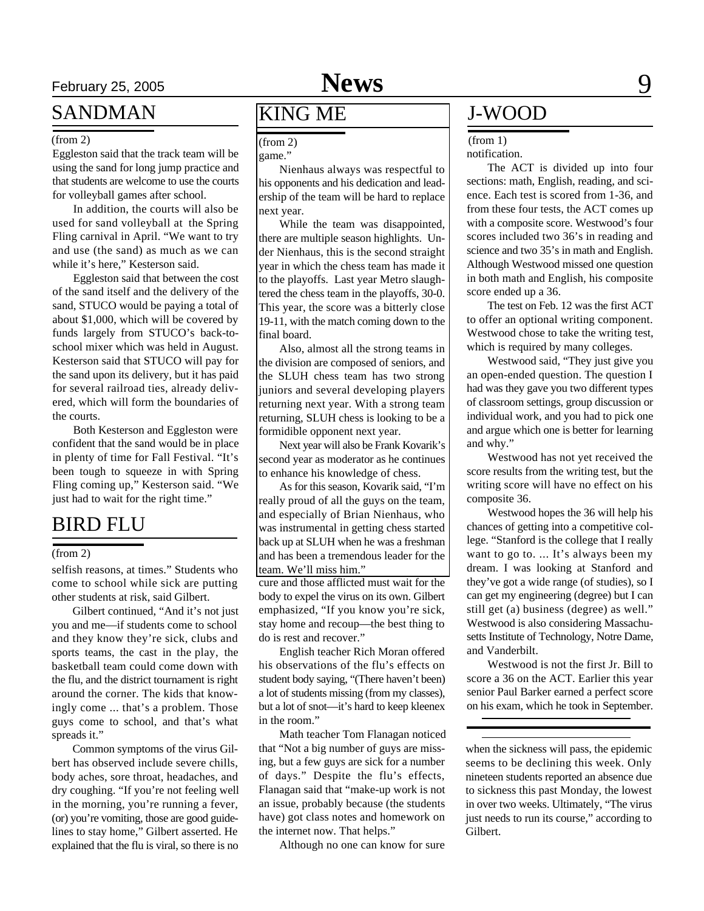# SANDMAN

(from 2)

Eggleston said that the track team will be using the sand for long jump practice and that students are welcome to use the courts for volleyball games after school.

In addition, the courts will also be used for sand volleyball at the Spring Fling carnival in April. "We want to try and use (the sand) as much as we can while it's here," Kesterson said.

Eggleston said that between the cost of the sand itself and the delivery of the sand, STUCO would be paying a total of about $1,000, which will be covered by funds largely from STUCO's back-to-school mixer which was held in August. Kesterson said that STUCO will pay for the sand upon its delivery, but it has paid for several railroad ties, already delivered, which will form the boundaries of the courts.

Both Kesterson and Eggleston were confident that the sand would be in place in plenty of time for Fall Festival. "It's been tough to squeeze in with Spring Fling coming up," Kesterson said. "We just had to wait for the right time."

# BIRD FLU

(from 2)

selfish reasons, at times." Students who come to school while sick are putting other students at risk, said Gilbert.

Gilbert continued, "And it's not just you and me—if students come to school and they know they're sick, clubs and sports teams, the cast in the play, the basketball team could come down with the flu, and the district tournament is right around the corner. The kids that knowingly come ... that's a problem. Those guys come to school, and that's what spreads it."

Common symptoms of the virus Gilbert has observed include severe chills, body aches, sore throat, headaches, and dry coughing. "If you're not feeling well in the morning, you're running a fever, (or) you're vomiting, those are good guidelines to stay home," Gilbert asserted. He explained that the flu is viral, so there is no cure and those afflicted must wait for the body to expel the virus on its own. Gilbert emphasized, "If you know you're sick, stay home and recoup—the best thing to do is rest and recover."

English teacher Rich Moran offered his observations of the flu's effects on student body saying, "(There haven't been) a lot of students missing (from my classes), but a lot of snot—it's hard to keep kleenex in the room."

Math teacher Tom Flanagan noticed that "Not a big number of guys are missing, but a few guys are sick for a number of days." Despite the flu's effects, Flanagan said that "make-up work is not an issue, probably because (the students have) got class notes and homework on the internet now. That helps."

Although no one can know for sure when the sickness will pass, the epidemic seems to be declining this week. Only nineteen students reported an absence due to sickness this past Monday, the lowest in over two weeks. Ultimately, "The virus just needs to run its course," according to Gilbert.

# KING ME

(from 2)

game."

Nienhaus always was respectful to his opponents and his dedication and leadership of the team will be hard to replace next year.

While the team was disappointed, there are multiple season highlights. Under Nienhaus, this is the second straight year in which the chess team has made it to the playoffs. Last year Metro slaughtered the chess team in the playoffs, 30-0. This year, the score was a bitterly close 19-11, with the match coming down to the final board.

Also, almost all the strong teams in the division are composed of seniors, and the SLUH chess team has two strong juniors and several developing players returning next year. With a strong team returning, SLUH chess is looking to be a formidible opponent next year.

Next year will also be Frank Kovarik's second year as moderator as he continues to enhance his knowledge of chess.

As for this season, Kovarik said, "I'm really proud of all the guys on the team, and especially of Brian Nienhaus, who was instrumental in getting chess started back up at SLUH when he was a freshman and has been a tremendous leader for the team. We'll miss him."

# J-WOOD

(from 1)

notification.

The ACT is divided up into four sections: math, English, reading, and science. Each test is scored from 1-36, and from these four tests, the ACT comes up with a composite score. Westwood's four scores included two 36's in reading and science and two 35's in math and English. Although Westwood missed one question in both math and English, his composite score ended up a 36.

The test on Feb. 12 was the first ACT to offer an optional writing component. Westwood chose to take the writing test, which is required by many colleges.

Westwood said, "They just give you an open-ended question. The question I had was they gave you two different types of classroom settings, group discussion or individual work, and you had to pick one and argue which one is better for learning and why."

Westwood has not yet received the score results from the writing test, but the writing score will have no effect on his composite 36.

Westwood hopes the 36 will help his chances of getting into a competitive college. "Stanford is the college that I really want to go to. ... It's always been my dream. I was looking at Stanford and they've got a wide range (of studies), so I can get my engineering (degree) but I can still get (a) business (degree) as well." Westwood is also considering Massachusetts Institute of Technology, Notre Dame, and Vanderbilt.

Westwood is not the first Jr. Bill to score a 36 on the ACT. Earlier this year senior Paul Barker earned a perfect score on his exam, which he took in September.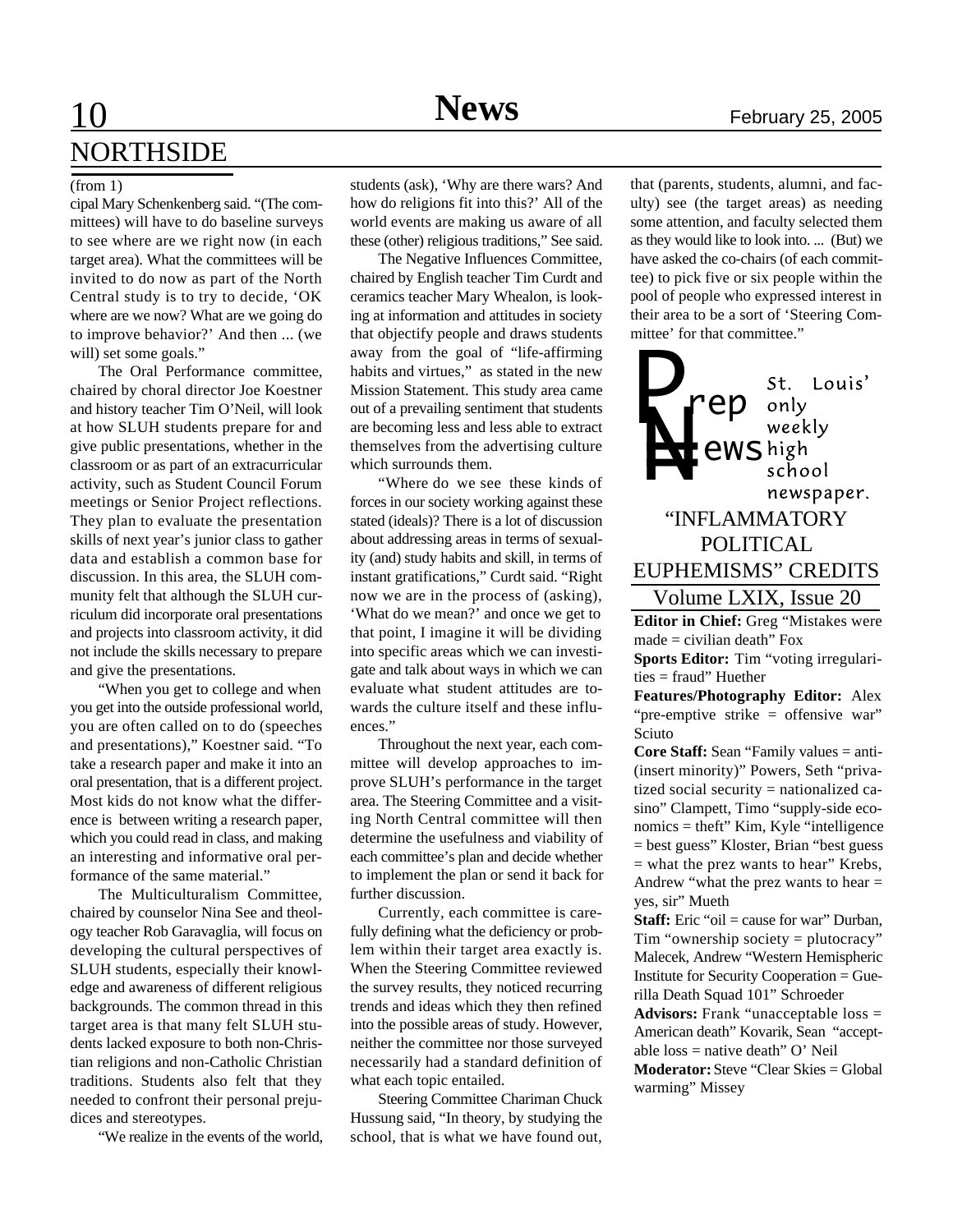## NORTHSIDE

(from 1)

cipal Mary Schenkenberg said. "(The committees) will have to do baseline surveys to see where are we right now (in each target area). What the committees will be invited to do now as part of the North Central study is to try to decide, 'OK where are we now? What are we going do to improve behavior?' And then ... (we will) set some goals."

The Oral Performance committee, chaired by choral director Joe Koestner and history teacher Tim O'Neil, will look at how SLUH students prepare for and give public presentations, whether in the classroom or as part of an extracurricular activity, such as Student Council Forum meetings or Senior Project reflections. They plan to evaluate the presentation skills of next year's junior class to gather data and establish a common base for discussion. In this area, the SLUH community felt that although the SLUH curriculum did incorporate oral presentations and projects into classroom activity, it did not include the skills necessary to prepare and give the presentations.

"When you get to college and when you get into the outside professional world, you are often called on to do (speeches and presentations)," Koestner said. "To take a research paper and make it into an oral presentation, that is a different project. Most kids do not know what the difference is between writing a research paper, which you could read in class, and making an interesting and informative oral performance of the same material."

The Multiculturalism Committee, chaired by counselor Nina See and theology teacher Rob Garavaglia, will focus on developing the cultural perspectives of SLUH students, especially their knowledge and awareness of different religious backgrounds. The common thread in this target area is that many felt SLUH students lacked exposure to both non-Christian religions and non-Catholic Christian traditions. Students also felt that they needed to confront their personal prejudices and stereotypes.

"We realize in the events of the world, students (ask), 'Why are there wars? And how do religions fit into this?' All of the world events are making us aware of all these (other) religious traditions," See said.

The Negative Influences Committee, chaired by English teacher Tim Curdt and ceramics teacher Mary Whealon, is looking at information and attitudes in society that objectify people and draws students away from the goal of "life-affirming habits and virtues," as stated in the new Mission Statement. This study area came out of a prevailing sentiment that students are becoming less and less able to extract themselves from the advertising culture which surrounds them.

"Where do we see these kinds of forces in our society working against these stated (ideals)? There is a lot of discussion about addressing areas in terms of sexuality (and) study habits and skill, in terms of instant gratifications," Curdt said. "Right now we are in the process of (asking), 'What do we mean?' and once we get to that point, I imagine it will be dividing into specific areas which we can investigate and talk about ways in which we can evaluate what student attitudes are towards the culture itself and these influences."

Throughout the next year, each committee will develop approaches to improve SLUH's performance in the target area. The Steering Committee and a visiting North Central committee will then determine the usefulness and viability of each committee's plan and decide whether to implement the plan or send it back for further discussion.

Currently, each committee is carefully defining what the deficiency or problem within their target area exactly is. When the Steering Committee reviewed the survey results, they noticed recurring trends and ideas which they then refined into the possible areas of study. However, neither the committee nor those surveyed necessarily had a standard definition of what each topic entailed.

Steering Committee Chariman Chuck Hussung said, "In theory, by studying the school, that is what we have found out, that (parents, students, alumni, and faculty) see (the target areas) as needing some attention, and faculty selected them as they would like to look into. ... (But) we have asked the co-chairs (of each committee) to pick five or six people within the pool of people who expressed interest in their area to be a sort of 'Steering Committee' for that committee."

---

**Prep News** — St. Louis' only weekly high school newspaper.

### "INFLAMMATORY POLITICAL EUPHEMISMS" CREDITS

Volume LXIX, Issue 20

**Editor in Chief:** Greg "Mistakes were made = civilian death" Fox

**Sports Editor:** Tim "voting irregularities = fraud" Huether

**Features/Photography Editor:** Alex "pre-emptive strike = offensive war" Sciuto

**Core Staff:** Sean "Family values = anti-(insert minority)" Powers, Seth "privatized social security = nationalized casino" Clampett, Timo "supply-side economics = theft" Kim, Kyle "intelligence = best guess" Kloster, Brian "best guess = what the prez wants to hear" Krebs, Andrew "what the prez wants to hear = yes, sir" Mueth

**Staff:** Eric "oil = cause for war" Durban, Tim "ownership society = plutocracy" Malecek, Andrew "Western Hemispheric Institute for Security Cooperation = Guerilla Death Squad 101" Schroeder

**Advisors:** Frank "unacceptable loss = American death" Kovarik, Sean "acceptable loss = native death" O' Neil

**Moderator:** Steve "Clear Skies = Global warming" Missey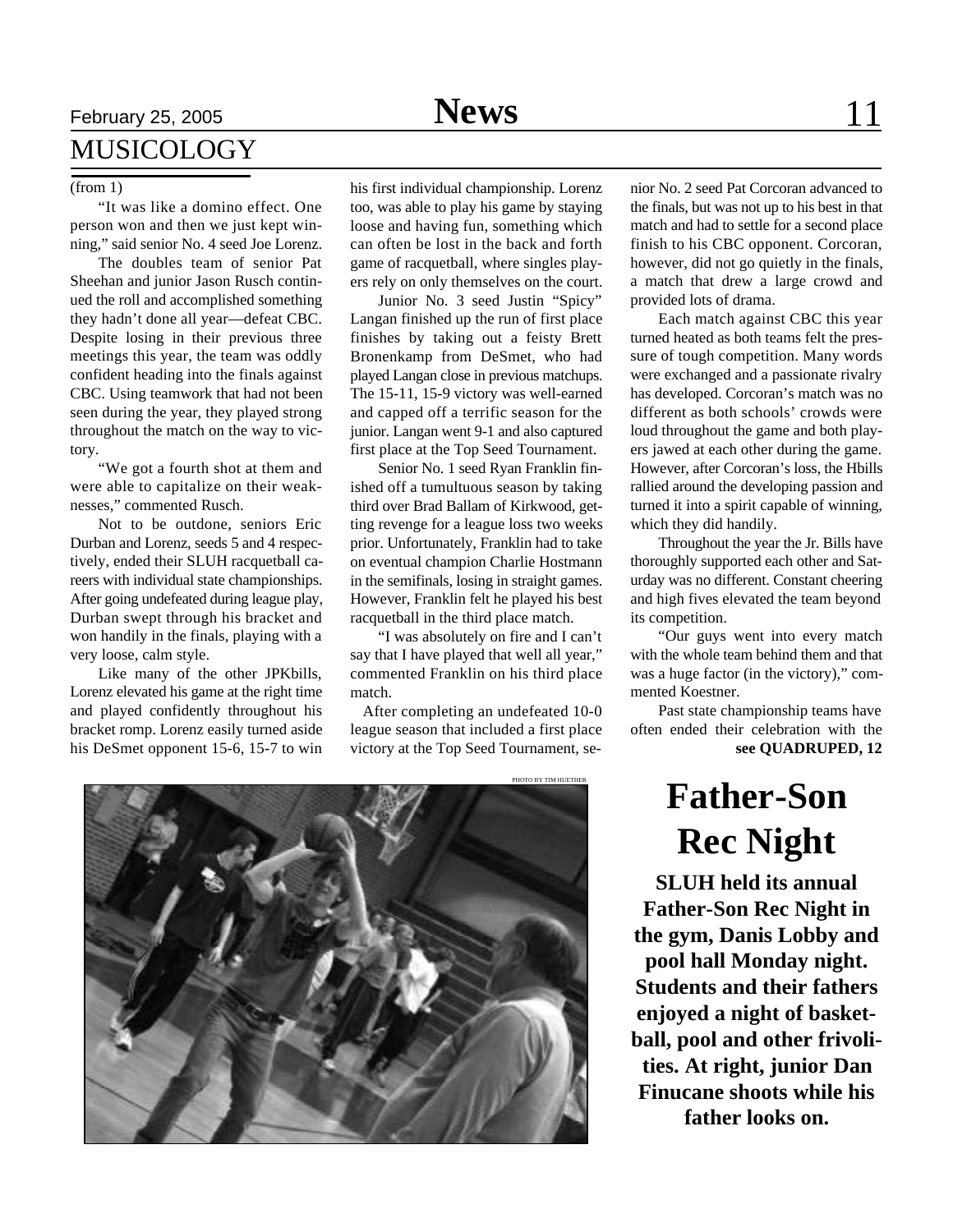# MUSICOLOGY

(from 1)

"It was like a domino effect. One person won and then we just kept winning," said senior No. 4 seed Joe Lorenz.

The doubles team of senior Pat Sheehan and junior Jason Rusch continued the roll and accomplished something they hadn't done all year—defeat CBC. Despite losing in their previous three meetings this year, the team was oddly confident heading into the finals against CBC. Using teamwork that had not been seen during the year, they played strong throughout the match on the way to victory.

"We got a fourth shot at them and were able to capitalize on their weaknesses," commented Rusch.

Not to be outdone, seniors Eric Durban and Lorenz, seeds 5 and 4 respectively, ended their SLUH racquetball careers with individual state championships. After going undefeated during league play, Durban swept through his bracket and won handily in the finals, playing with a very loose, calm style.

Like many of the other JPKbills, Lorenz elevated his game at the right time and played confidently throughout his bracket romp. Lorenz easily turned aside his DeSmet opponent 15-6, 15-7 to win his first individual championship. Lorenz too, was able to play his game by staying loose and having fun, something which can often be lost in the back and forth game of racquetball, where singles players rely on only themselves on the court.

Junior No. 3 seed Justin "Spicy" Langan finished up the run of first place finishes by taking out a feisty Brett Bronenkamp from DeSmet, who had played Langan close in previous matchups. The 15-11, 15-9 victory was well-earned and capped off a terrific season for the junior. Langan went 9-1 and also captured first place at the Top Seed Tournament.

Senior No. 1 seed Ryan Franklin finished off a tumultuous season by taking third over Brad Ballam of Kirkwood, getting revenge for a league loss two weeks prior. Unfortunately, Franklin had to take on eventual champion Charlie Hostmann in the semifinals, losing in straight games. However, Franklin felt he played his best racquetball in the third place match.

"I was absolutely on fire and I can't say that I have played that well all year," commented Franklin on his third place match.

After completing an undefeated 10-0 league season that included a first place victory at the Top Seed Tournament, senior No. 2 seed Pat Corcoran advanced to the finals, but was not up to his best in that match and had to settle for a second place finish to his CBC opponent. Corcoran, however, did not go quietly in the finals, a match that drew a large crowd and provided lots of drama.

Each match against CBC this year turned heated as both teams felt the pressure of tough competition. Many words were exchanged and a passionate rivalry has developed. Corcoran's match was no different as both schools' crowds were loud throughout the game and both players jawed at each other during the game. However, after Corcoran's loss, the Hbills rallied around the developing passion and turned it into a spirit capable of winning, which they did handily.

Throughout the year the Jr. Bills have thoroughly supported each other and Saturday was no different. Constant cheering and high fives elevated the team beyond its competition.

"Our guys went into every match with the whole team behind them and that was a huge factor (in the victory)," commented Koestner.

Past state championship teams have often ended their celebration with the

**see QUADRUPED, 12**

PHOTO BY TIM HUETHER

# Father-Son Rec Night

**SLUH held its annual Father-Son Rec Night in the gym, Danis Lobby and pool hall Monday night. Students and their fathers enjoyed a night of basketball, pool and other frivolities. At right, junior Dan Finucane shoots while his father looks on.**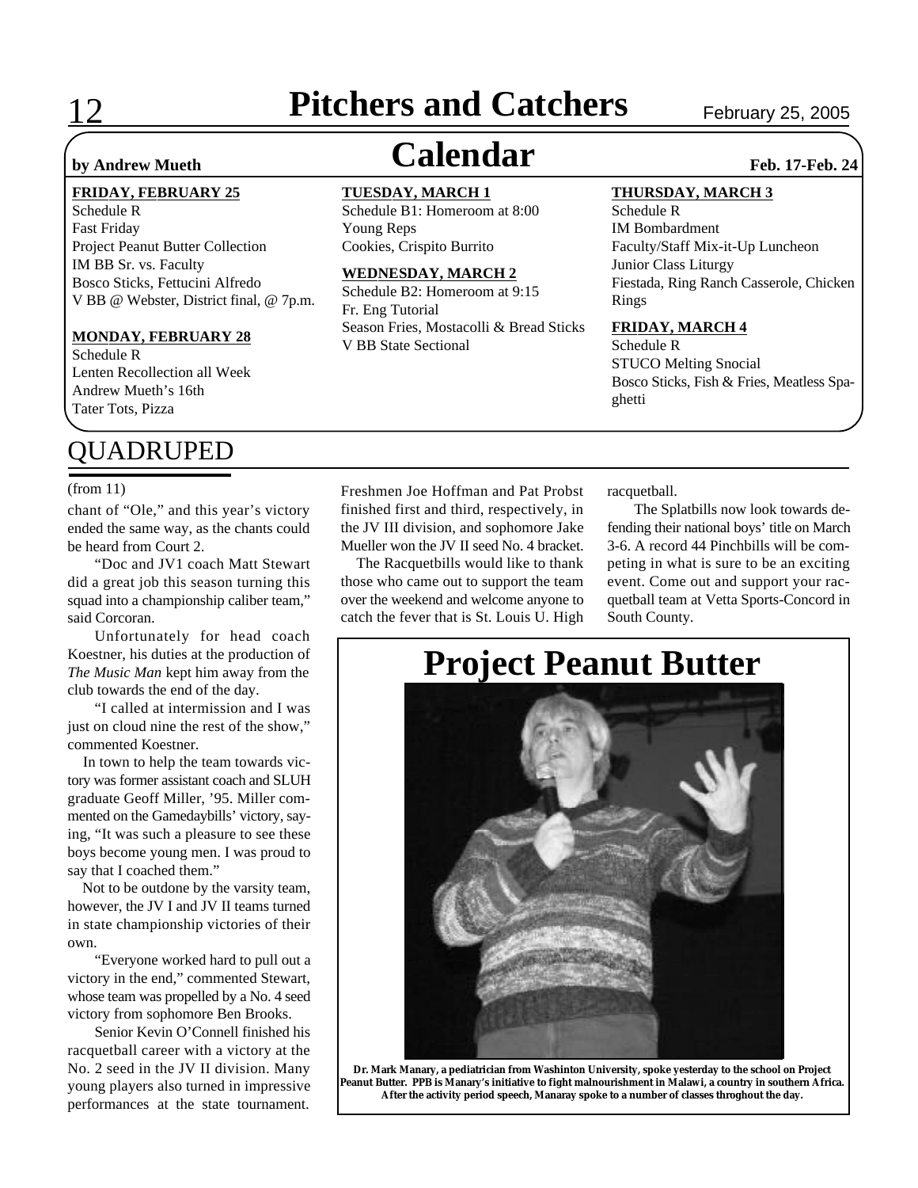# Pitchers and Catchers

## Calendar

by Andrew Mueth — Feb. 17-Feb. 24

**FRIDAY, FEBRUARY 25**
Schedule R
Fast Friday
Project Peanut Butter Collection
IM BB Sr. vs. Faculty
Bosco Sticks, Fettucini Alfredo
V BB @ Webster, District final, @ 7p.m.

**MONDAY, FEBRUARY 28**
Schedule R
Lenten Recollection all Week
Andrew Mueth's 16th
Tater Tots, Pizza

**TUESDAY, MARCH 1**
Schedule B1: Homeroom at 8:00
Young Reps
Cookies, Crispito Burrito

**WEDNESDAY, MARCH 2**
Schedule B2: Homeroom at 9:15
Fr. Eng Tutorial
Season Fries, Mostacolli & Bread Sticks
V BB State Sectional

**THURSDAY, MARCH 3**
Schedule R
IM Bombardment
Faculty/Staff Mix-it-Up Luncheon
Junior Class Liturgy
Fiestada, Ring Ranch Casserole, Chicken Rings

**FRIDAY, MARCH 4**
Schedule R
STUCO Melting Snocial
Bosco Sticks, Fish & Fries, Meatless Spaghetti

## QUADRUPED

(from 11)

chant of "Ole," and this year's victory ended the same way, as the chants could be heard from Court 2.

"Doc and JV1 coach Matt Stewart did a great job this season turning this squad into a championship caliber team," said Corcoran.

Unfortunately for head coach Koestner, his duties at the production of *The Music Man* kept him away from the club towards the end of the day.

"I called at intermission and I was just on cloud nine the rest of the show," commented Koestner.

In town to help the team towards victory was former assistant coach and SLUH graduate Geoff Miller, '95. Miller commented on the Gamedaybills' victory, saying, "It was such a pleasure to see these boys become young men. I was proud to say that I coached them."

Not to be outdone by the varsity team, however, the JV I and JV II teams turned in state championship victories of their own.

"Everyone worked hard to pull out a victory in the end," commented Stewart, whose team was propelled by a No. 4 seed victory from sophomore Ben Brooks.

Senior Kevin O'Connell finished his racquetball career with a victory at the No. 2 seed in the JV II division. Many young players also turned in impressive performances at the state tournament. Freshmen Joe Hoffman and Pat Probst finished first and third, respectively, in the JV III division, and sophomore Jake Mueller won the JV II seed No. 4 bracket.

The Racquetbills would like to thank those who came out to support the team over the weekend and welcome anyone to catch the fever that is St. Louis U. High racquetball.

The Splatbills now look towards defending their national boys' title on March 3-6. A record 44 Pinchbills will be competing in what is sure to be an exciting event. Come out and support your racquetball team at Vetta Sports-Concord in South County.

## Project Peanut Butter

Dr. Mark Manary, a pediatrician from Washinton University, spoke yesterday to the school on Project Peanut Butter. PPB is Manary's initiative to fight malnourishment in Malawi, a country in southern Africa. After the activity period speech, Manaray spoke to a number of classes throghout the day.